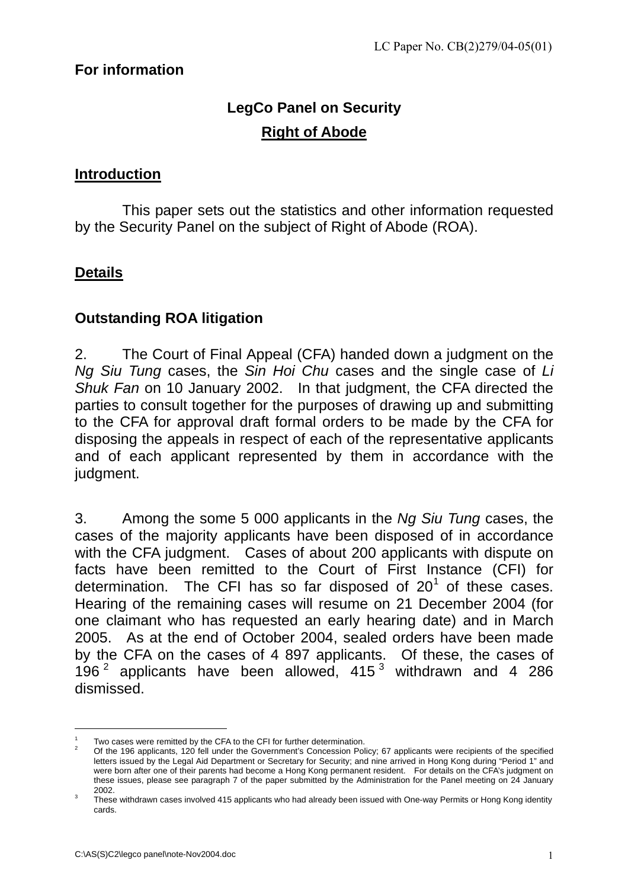LC Paper No. CB(2)279/04-05(01)

**For information**

## LegCo Panel on Security

## Right of Abode

### Introduction

This paper sets out the statistics and other information requested by the Security Panel on the subject of Right of Abode (ROA).

### Details

### Outstanding ROA litigation

2. The Court of Final Appeal (CFA) handed down a judgment on the *Ng Siu Tung* cases, the *Sin Hoi Chu* cases and the single case of *Li Shuk Fan* on 10 January 2002. In that judgment, the CFA directed the parties to consult together for the purposes of drawing up and submitting to the CFA for approval draft formal orders to be made by the CFA for disposing the appeals in respect of each of the representative applicants and of each applicant represented by them in accordance with the judgment.

3. Among the some 5 000 applicants in the *Ng Siu Tung* cases, the cases of the majority applicants have been disposed of in accordance with the CFA judgment. Cases of about 200 applicants with dispute on facts have been remitted to the Court of First Instance (CFI) for determination. The CFI has so far disposed of 20[1] of these cases. Hearing of the remaining cases will resume on 21 December 2004 (for one claimant who has requested an early hearing date) and in March 2005. As at the end of October 2004, sealed orders have been made by the CFA on the cases of 4 897 applicants. Of these, the cases of 196[2] applicants have been allowed, 415[3] withdrawn and 4 286 dismissed.

---

[1] Two cases were remitted by the CFA to the CFI for further determination.

[2] Of the 196 applicants, 120 fell under the Government's Concession Policy; 67 applicants were recipients of the specified letters issued by the Legal Aid Department or Secretary for Security; and nine arrived in Hong Kong during "Period 1" and were born after one of their parents had become a Hong Kong permanent resident. For details on the CFA's judgment on these issues, please see paragraph 7 of the paper submitted by the Administration for the Panel meeting on 24 January 2002.

[3] These withdrawn cases involved 415 applicants who had already been issued with One-way Permits or Hong Kong identity cards.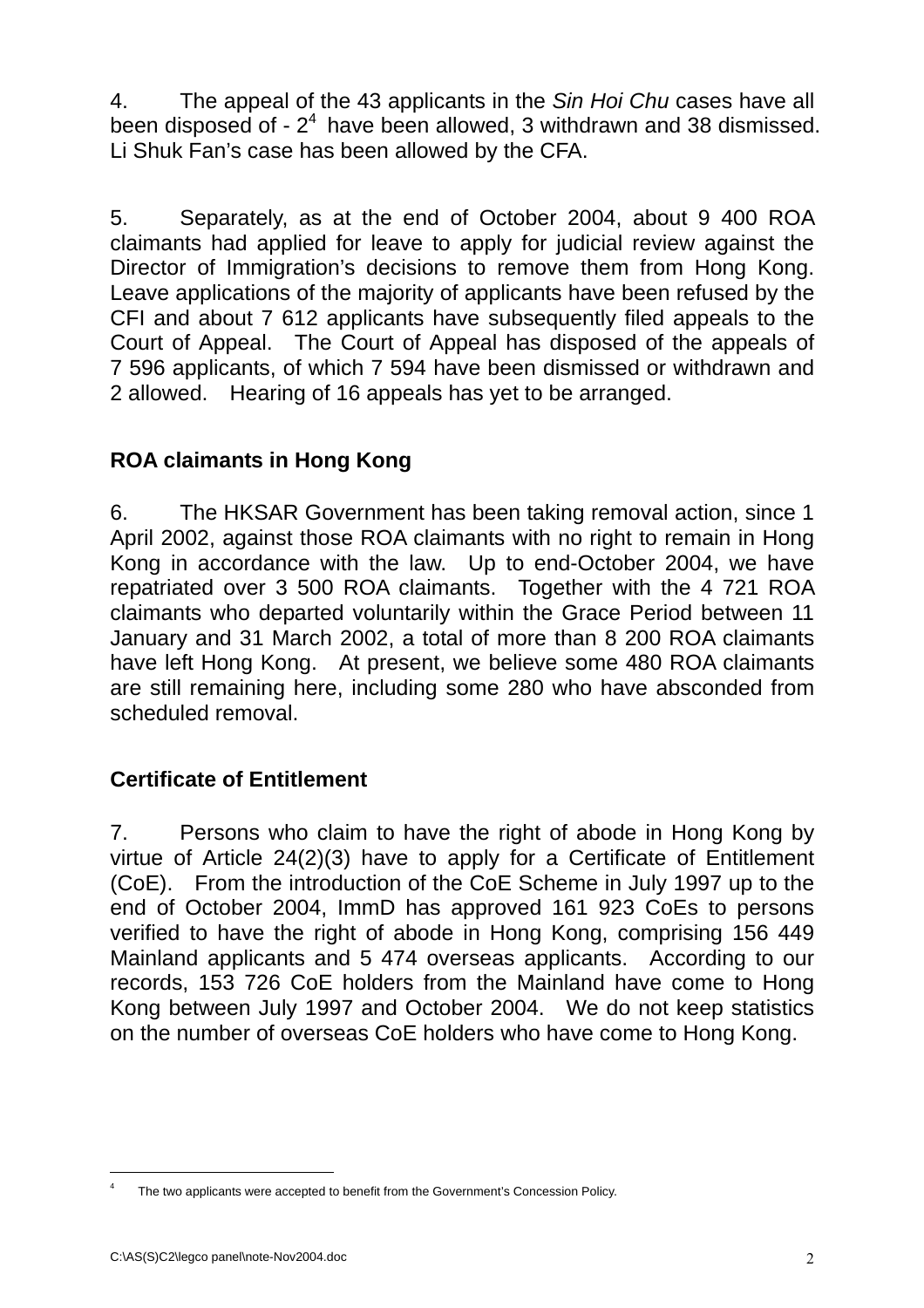4. The appeal of the 43 applicants in the *Sin Hoi Chu* cases have all been disposed of - 2[4] have been allowed, 3 withdrawn and 38 dismissed. Li Shuk Fan's case has been allowed by the CFA.

5. Separately, as at the end of October 2004, about 9 400 ROA claimants had applied for leave to apply for judicial review against the Director of Immigration's decisions to remove them from Hong Kong. Leave applications of the majority of applicants have been refused by the CFI and about 7 612 applicants have subsequently filed appeals to the Court of Appeal. The Court of Appeal has disposed of the appeals of 7 596 applicants, of which 7 594 have been dismissed or withdrawn and 2 allowed. Hearing of 16 appeals has yet to be arranged.

**ROA claimants in Hong Kong**

6. The HKSAR Government has been taking removal action, since 1 April 2002, against those ROA claimants with no right to remain in Hong Kong in accordance with the law. Up to end-October 2004, we have repatriated over 3 500 ROA claimants. Together with the 4 721 ROA claimants who departed voluntarily within the Grace Period between 11 January and 31 March 2002, a total of more than 8 200 ROA claimants have left Hong Kong. At present, we believe some 480 ROA claimants are still remaining here, including some 280 who have absconded from scheduled removal.

**Certificate of Entitlement**

7. Persons who claim to have the right of abode in Hong Kong by virtue of Article 24(2)(3) have to apply for a Certificate of Entitlement (CoE). From the introduction of the CoE Scheme in July 1997 up to the end of October 2004, ImmD has approved 161 923 CoEs to persons verified to have the right of abode in Hong Kong, comprising 156 449 Mainland applicants and 5 474 overseas applicants. According to our records, 153 726 CoE holders from the Mainland have come to Hong Kong between July 1997 and October 2004. We do not keep statistics on the number of overseas CoE holders who have come to Hong Kong.

---

[4] The two applicants were accepted to benefit from the Government's Concession Policy.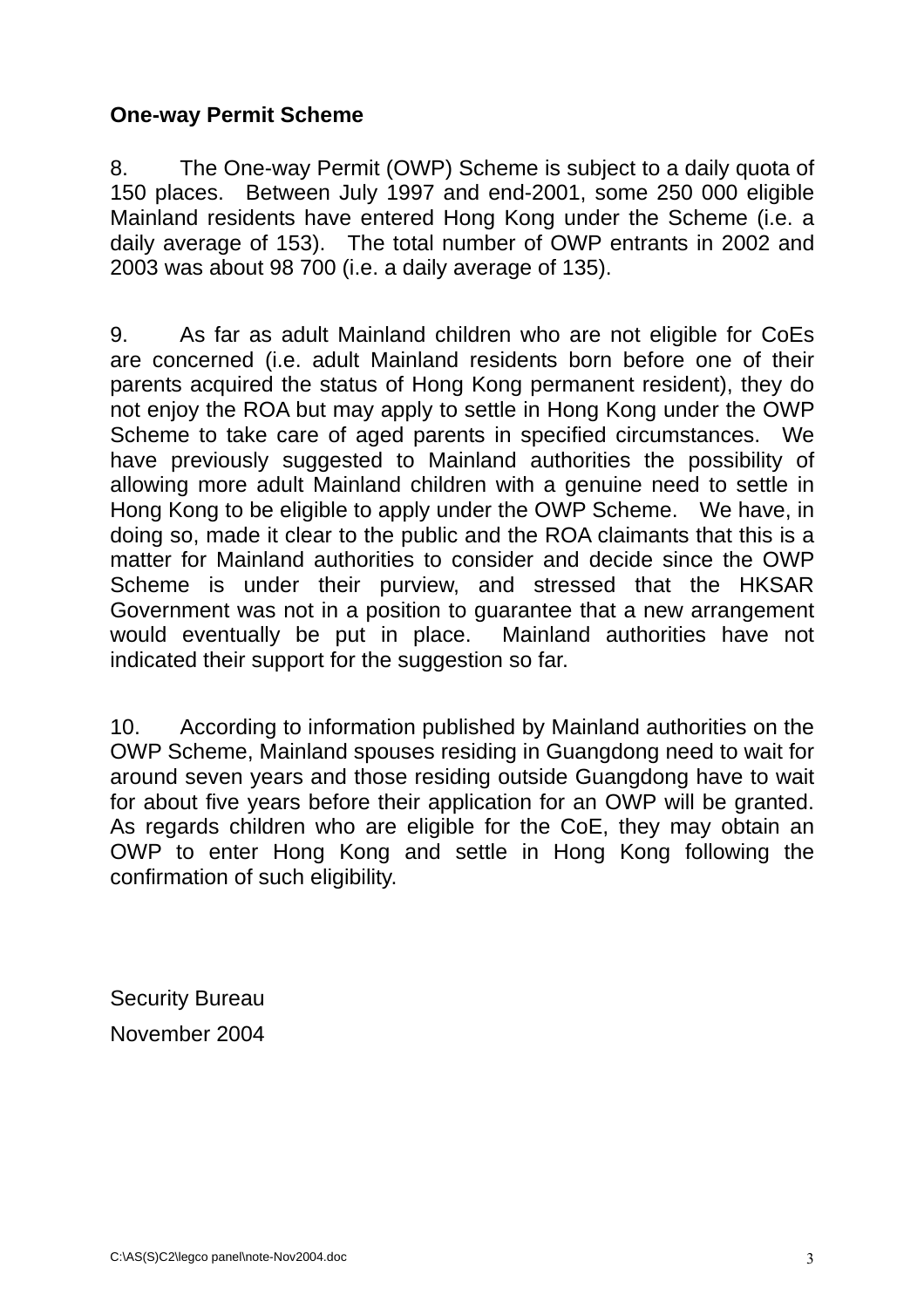**One-way Permit Scheme**

8. The One-way Permit (OWP) Scheme is subject to a daily quota of 150 places. Between July 1997 and end-2001, some 250 000 eligible Mainland residents have entered Hong Kong under the Scheme (i.e. a daily average of 153). The total number of OWP entrants in 2002 and 2003 was about 98 700 (i.e. a daily average of 135).

9. As far as adult Mainland children who are not eligible for CoEs are concerned (i.e. adult Mainland residents born before one of their parents acquired the status of Hong Kong permanent resident), they do not enjoy the ROA but may apply to settle in Hong Kong under the OWP Scheme to take care of aged parents in specified circumstances. We have previously suggested to Mainland authorities the possibility of allowing more adult Mainland children with a genuine need to settle in Hong Kong to be eligible to apply under the OWP Scheme. We have, in doing so, made it clear to the public and the ROA claimants that this is a matter for Mainland authorities to consider and decide since the OWP Scheme is under their purview, and stressed that the HKSAR Government was not in a position to guarantee that a new arrangement would eventually be put in place. Mainland authorities have not indicated their support for the suggestion so far.

10. According to information published by Mainland authorities on the OWP Scheme, Mainland spouses residing in Guangdong need to wait for around seven years and those residing outside Guangdong have to wait for about five years before their application for an OWP will be granted. As regards children who are eligible for the CoE, they may obtain an OWP to enter Hong Kong and settle in Hong Kong following the confirmation of such eligibility.

Security Bureau
November 2004